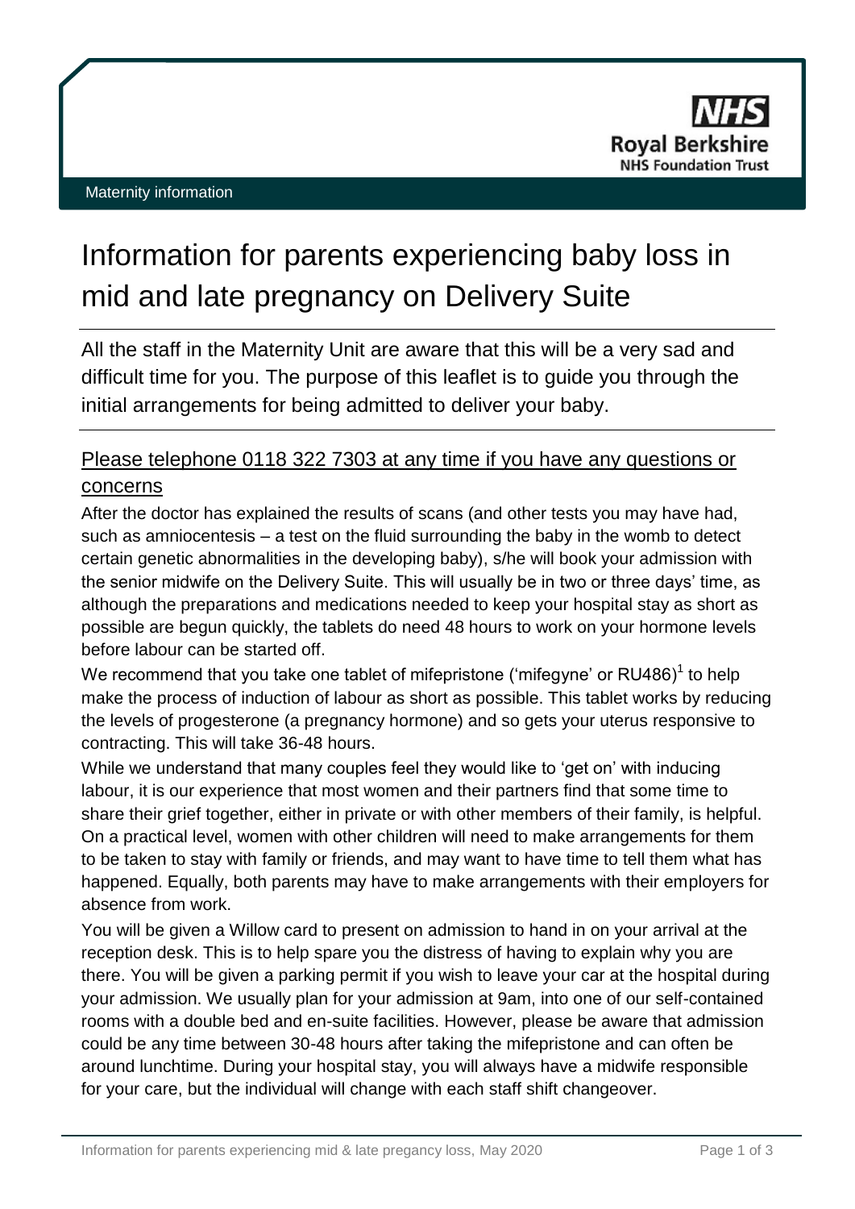Maternity information

# Information for parents experiencing baby loss in mid and late pregnancy on Delivery Suite

All the staff in the Maternity Unit are aware that this will be a very sad and difficult time for you. The purpose of this leaflet is to guide you through the initial arrangements for being admitted to deliver your baby.

## Please telephone 0118 322 7303 at any time if you have any questions or concerns

After the doctor has explained the results of scans (and other tests you may have had, such as amniocentesis – a test on the fluid surrounding the baby in the womb to detect certain genetic abnormalities in the developing baby), s/he will book your admission with the senior midwife on the Delivery Suite. This will usually be in two or three days' time, as although the preparations and medications needed to keep your hospital stay as short as possible are begun quickly, the tablets do need 48 hours to work on your hormone levels before labour can be started off.

We recommend that you take one tablet of mifepristone ('mifegyne' or RU486)[1] to help make the process of induction of labour as short as possible. This tablet works by reducing the levels of progesterone (a pregnancy hormone) and so gets your uterus responsive to contracting. This will take 36-48 hours.

While we understand that many couples feel they would like to 'get on' with inducing labour, it is our experience that most women and their partners find that some time to share their grief together, either in private or with other members of their family, is helpful. On a practical level, women with other children will need to make arrangements for them to be taken to stay with family or friends, and may want to have time to tell them what has happened. Equally, both parents may have to make arrangements with their employers for absence from work.

You will be given a Willow card to present on admission to hand in on your arrival at the reception desk. This is to help spare you the distress of having to explain why you are there. You will be given a parking permit if you wish to leave your car at the hospital during your admission. We usually plan for your admission at 9am, into one of our self-contained rooms with a double bed and en-suite facilities. However, please be aware that admission could be any time between 30-48 hours after taking the mifepristone and can often be around lunchtime. During your hospital stay, you will always have a midwife responsible for your care, but the individual will change with each staff shift changeover.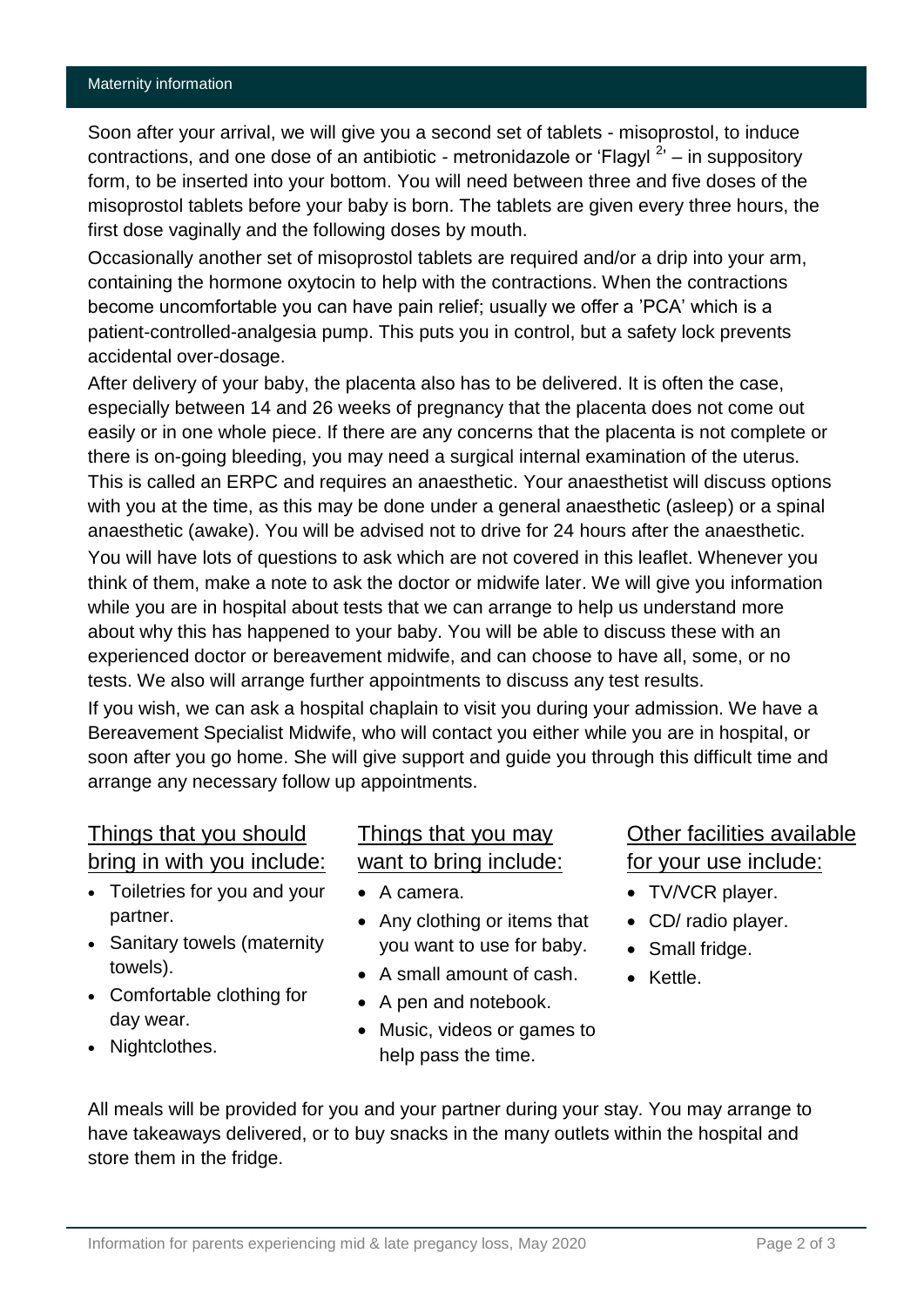Soon after your arrival, we will give you a second set of tablets - misoprostol, to induce contractions, and one dose of an antibiotic - metronidazole or 'Flagyl [2]' – in suppository form, to be inserted into your bottom. You will need between three and five doses of the misoprostol tablets before your baby is born. The tablets are given every three hours, the first dose vaginally and the following doses by mouth.

Occasionally another set of misoprostol tablets are required and/or a drip into your arm, containing the hormone oxytocin to help with the contractions. When the contractions become uncomfortable you can have pain relief; usually we offer a 'PCA' which is a patient-controlled-analgesia pump. This puts you in control, but a safety lock prevents accidental over-dosage.

After delivery of your baby, the placenta also has to be delivered. It is often the case, especially between 14 and 26 weeks of pregnancy that the placenta does not come out easily or in one whole piece. If there are any concerns that the placenta is not complete or there is on-going bleeding, you may need a surgical internal examination of the uterus. This is called an ERPC and requires an anaesthetic. Your anaesthetist will discuss options with you at the time, as this may be done under a general anaesthetic (asleep) or a spinal anaesthetic (awake). You will be advised not to drive for 24 hours after the anaesthetic.

You will have lots of questions to ask which are not covered in this leaflet. Whenever you think of them, make a note to ask the doctor or midwife later. We will give you information while you are in hospital about tests that we can arrange to help us understand more about why this has happened to your baby. You will be able to discuss these with an experienced doctor or bereavement midwife, and can choose to have all, some, or no tests. We also will arrange further appointments to discuss any test results.

If you wish, we can ask a hospital chaplain to visit you during your admission. We have a Bereavement Specialist Midwife, who will contact you either while you are in hospital, or soon after you go home. She will give support and guide you through this difficult time and arrange any necessary follow up appointments.

## Things that you should bring in with you include:

- Toiletries for you and your partner.
- Sanitary towels (maternity towels).
- Comfortable clothing for day wear.
- Nightclothes.

## Things that you may want to bring include:

- A camera.
- Any clothing or items that you want to use for baby.
- A small amount of cash.
- A pen and notebook.
- Music, videos or games to help pass the time.

## Other facilities available for your use include:

- TV/VCR player.
- CD/ radio player.
- Small fridge.
- Kettle.

All meals will be provided for you and your partner during your stay. You may arrange to have takeaways delivered, or to buy snacks in the many outlets within the hospital and store them in the fridge.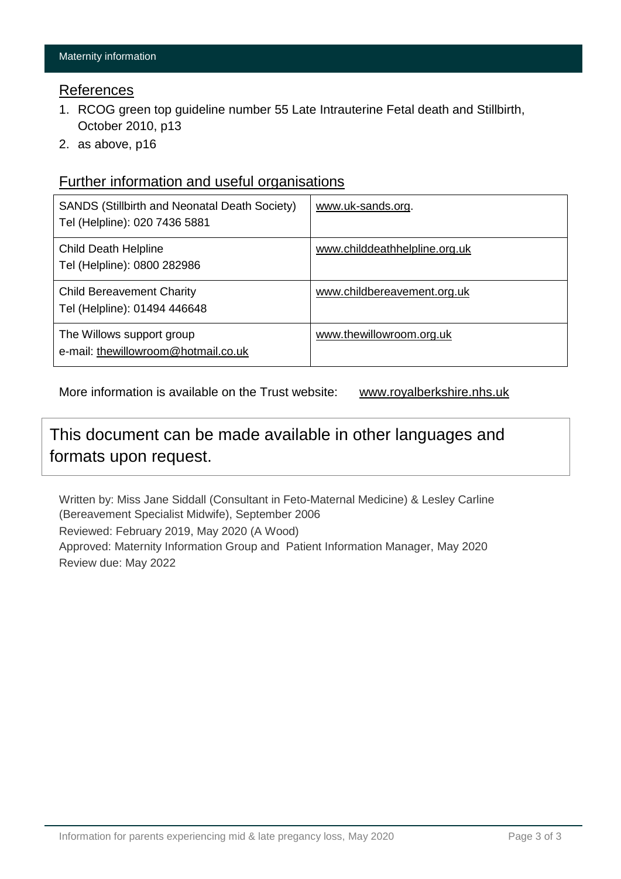## References

1. RCOG green top guideline number 55 Late Intrauterine Fetal death and Stillbirth, October 2010, p13
2. as above, p16

## Further information and useful organisations

| | |
|---|---|
| SANDS (Stillbirth and Neonatal Death Society)<br>Tel (Helpline): 020 7436 5881 | www.uk-sands.org. |
| Child Death Helpline<br>Tel (Helpline): 0800 282986 | www.childdeathhelpline.org.uk |
| Child Bereavement Charity<br>Tel (Helpline): 01494 446648 | www.childbereavement.org.uk |
| The Willows support group<br>e-mail: thewillowroom@hotmail.co.uk | www.thewillowroom.org.uk |

More information is available on the Trust website: www.royalberkshire.nhs.uk

This document can be made available in other languages and formats upon request.

Written by: Miss Jane Siddall (Consultant in Feto-Maternal Medicine) & Lesley Carline (Bereavement Specialist Midwife), September 2006
Reviewed: February 2019, May 2020 (A Wood)
Approved: Maternity Information Group and Patient Information Manager, May 2020
Review due: May 2022